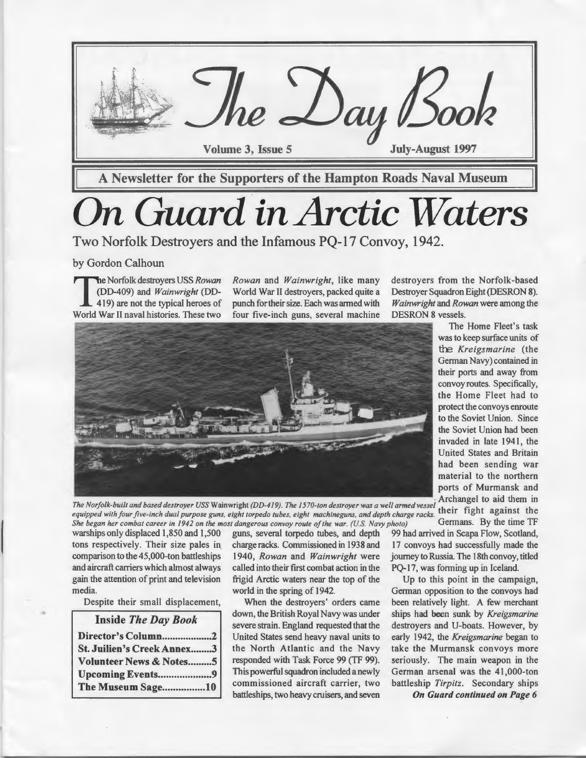# The Day Book

Volume 3, Issue 5 — July-August 1997

**A Newsletter for the Supporters of the Hampton Roads Naval Museum**

# *On Guard in Arctic Waters*

## Two Norfolk Destroyers and the Infamous PQ-17 Convoy, 1942.

by Gordon Calhoun

The Norfolk destroyers USS *Rowan* (DD-409) and *Wainwright* (DD-419) are not the typical heroes of World War II naval histories. These two warships only displaced 1,850 and 1,500 tons respectively. Their size pales in comparison to the 45,000-ton battleships and aircraft carriers which almost always gain the attention of print and television media.

Despite their small displacement, *Rowan* and *Wainwright*, like many World War II destroyers, packed quite a punch for their size. Each was armed with four five-inch guns, several machine guns, several torpedo tubes, and depth charge racks. Commissioned in 1938 and 1940, *Rowan* and *Wainwright* were called into their first combat action in the frigid Arctic waters near the top of the world in the spring of 1942.

When the destroyers' orders came down, the British Royal Navy was under severe strain. England requested that the United States send heavy naval units to the North Atlantic and the Navy responded with Task Force 99 (TF 99). This powerful squadron included a newly commissioned aircraft carrier, two battleships, two heavy cruisers, and seven destroyers from the Norfolk-based Destroyer Squadron Eight (DESRON 8). *Wainwright* and *Rowan* were among the DESRON 8 vessels.

*The Norfolk-built and based destroyer USS* Wainwright *(DD-419). The 1570-ton destroyer was a well armed vessel equipped with four five-inch dual purpose guns, eight torpedo tubes, eight machineguns, and depth charge racks. She began her combat career in 1942 on the most dangerous convoy route of the war. (U.S. Navy photo)*

The Home Fleet's task was to keep surface units of the *Kreigsmarine* (the German Navy) contained in their ports and away from convoy routes. Specifically, the Home Fleet had to protect the convoys enroute to the Soviet Union. Since the Soviet Union had been invaded in late 1941, the United States and Britain had been sending war material to the northern ports of Murmansk and Archangel to aid them in their fight against the Germans. By the time TF 99 had arrived in Scapa Flow, Scotland, 17 convoys had successfully made the journey to Russia. The 18th convoy, titled PQ-17, was forming up in Iceland.

Up to this point in the campaign, German opposition to the convoys had been relatively light. A few merchant ships had been sunk by *Kreigsmarine* destroyers and U-boats. However, by early 1942, the *Kreigsmarine* began to take the Murmansk convoys more seriously. The main weapon in the German arsenal was the 41,000-ton battleship *Tirpitz*. Secondary ships

***On Guard continued on Page 6***

| Inside *The Day Book* | |
|---|---|
| Director's Column | 2 |
| St. Juilien's Creek Annex | 3 |
| Volunteer News & Notes | 5 |
| Upcoming Events | 9 |
| The Museum Sage | 10 |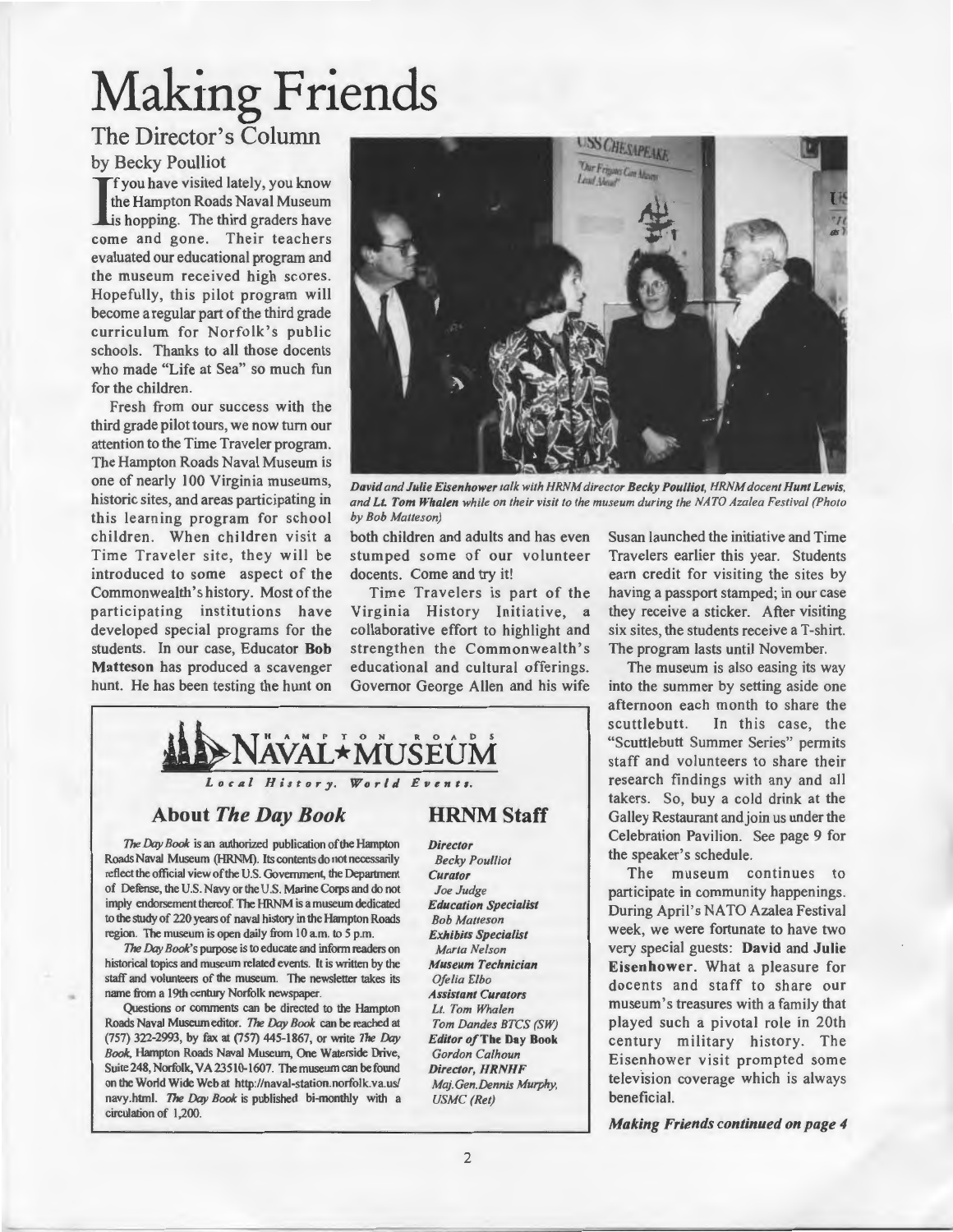# Making Friends

## The Director's Column

by Becky Poulliot

If you have visited lately, you know the Hampton Roads Naval Museum is hopping. The third graders have come and gone. Their teachers evaluated our educational program and the museum received high scores. Hopefully, this pilot program will become a regular part of the third grade curriculum for Norfolk's public schools. Thanks to all those docents who made "Life at Sea" so much fun for the children.

Fresh from our success with the third grade pilot tours, we now turn our attention to the Time Traveler program. The Hampton Roads Naval Museum is one of nearly 100 Virginia museums, historic sites, and areas participating in this learning program for school children. When children visit a Time Traveler site, they will be introduced to some aspect of the Commonwealth's history. Most of the participating institutions have developed special programs for the students. In our case, Educator **Bob Matteson** has produced a scavenger hunt. He has been testing the hunt on both children and adults and has even stumped some of our volunteer docents. Come and try it!

*David and Julie Eisenhower talk with HRNM director Becky Poulliot, HRNM docent Hunt Lewis, and Lt. Tom Whalen while on their visit to the museum during the NATO Azalea Festival (Photo by Bob Matteson)*

Time Travelers is part of the Virginia History Initiative, a collaborative effort to highlight and strengthen the Commonwealth's educational and cultural offerings. Governor George Allen and his wife Susan launched the initiative and Time Travelers earlier this year. Students earn credit for visiting the sites by having a passport stamped; in our case they receive a sticker. After visiting six sites, the students receive a T-shirt. The program lasts until November.

The museum is also easing its way into the summer by setting aside one afternoon each month to share the scuttlebutt. In this case, the "Scuttlebutt Summer Series" permits staff and volunteers to share their research findings with any and all takers. So, buy a cold drink at the Galley Restaurant and join us under the Celebration Pavilion. See page 9 for the speaker's schedule.

The museum continues to participate in community happenings. During April's NATO Azalea Festival week, we were fortunate to have two very special guests: **David** and **Julie Eisenhower**. What a pleasure for docents and staff to share our museum's treasures with a family that played such a pivotal role in 20th century military history. The Eisenhower visit prompted some television coverage which is always beneficial.

***Making Friends continued on page 4***

---

**HAMPTON ROADS NAVAL★MUSEUM**

*Local History. World Events.*

### About *The Day Book*

*The Day Book* is an authorized publication of the Hampton Roads Naval Museum (HRNM). Its contents do not necessarily reflect the official view of the U.S. Government, the Department of Defense, the U.S. Navy or the U.S. Marine Corps and do not imply endorsement thereof. The HRNM is a museum dedicated to the study of 220 years of naval history in the Hampton Roads region. The museum is open daily from 10 a.m. to 5 p.m.

*The Day Book*'s purpose is to educate and inform readers on historical topics and museum related events. It is written by the staff and volunteers of the museum. The newsletter takes its name from a 19th century Norfolk newspaper.

Questions or comments can be directed to the Hampton Roads Naval Museum editor. *The Day Book* can be reached at (757) 322-2993, by fax at (757) 445-1867, or write *The Day Book*, Hampton Roads Naval Museum, One Waterside Drive, Suite 248, Norfolk, VA 23510-1607. The museum can be found on the World Wide Web at http://naval-station.norfolk.va.us/navy.html. *The Day Book* is published bi-monthly with a circulation of 1,200.

### HRNM Staff

***Director***
*Becky Poulliot*

***Curator***
*Joe Judge*

***Education Specialist***
*Bob Matteson*

***Exhibits Specialist***
*Marta Nelson*

***Museum Technician***
*Ofelia Elbo*

***Assistant Curators***
*Lt. Tom Whalen*
*Tom Dandes BTCS (SW)*

***Editor of* The Day Book**
*Gordon Calhoun*

***Director, HRNHF***
*Maj. Gen. Dennis Murphy, USMC (Ret)*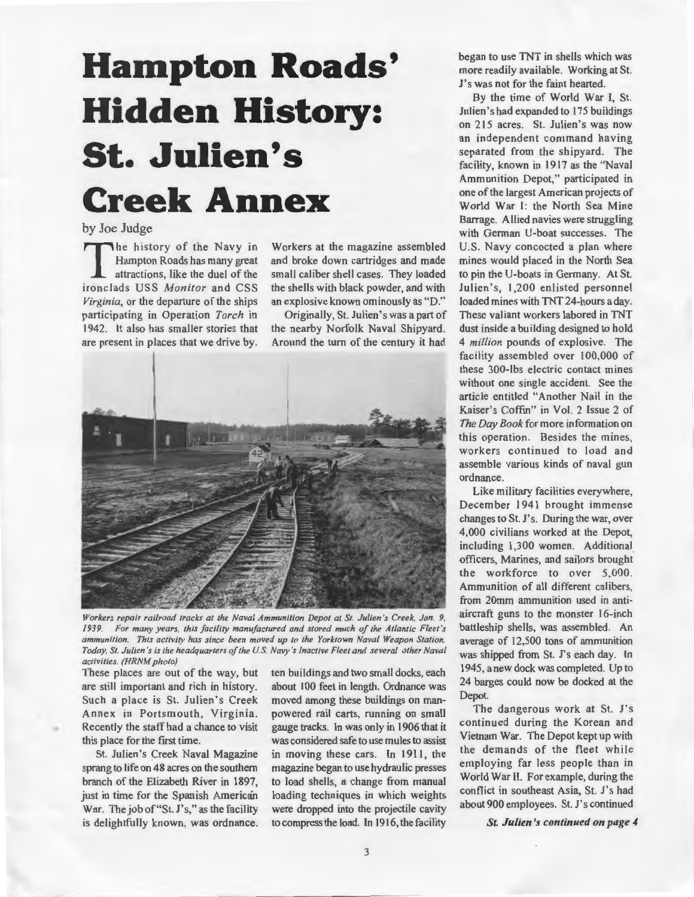# Hampton Roads' Hidden History: St. Julien's Creek Annex

by Joe Judge

The history of the Navy in Hampton Roads has many great attractions, like the duel of the ironclads USS *Monitor* and CSS *Virginia*, or the departure of the ships participating in Operation *Torch* in 1942. It also has smaller stories that are present in places that we drive by. These places are out of the way, but are still important and rich in history. Such a place is St. Julien's Creek Annex in Portsmouth, Virginia. Recently the staff had a chance to visit this place for the first time.

St. Julien's Creek Naval Magazine sprang to life on 48 acres on the southern branch of the Elizabeth River in 1897, just in time for the Spanish American War. The job of "St. J's," as the facility is delightfully known, was ordnance. Workers at the magazine assembled and broke down cartridges and made small caliber shell cases. They loaded the shells with black powder, and with an explosive known ominously as "D."

Originally, St. Julien's was a part of the nearby Norfolk Naval Shipyard. Around the turn of the century it had ten buildings and two small docks, each about 100 feet in length. Ordnance was moved among these buildings on man-powered rail carts, running on small gauge tracks. In was only in 1906 that it was considered safe to use mules to assist in moving these cars. In 1911, the magazine began to use hydraulic presses to load shells, a change from manual loading techniques in which weights were dropped into the projectile cavity to compress the load. In 1916, the facility began to use TNT in shells which was more readily available. Working at St. J's was not for the faint hearted.

*Workers repair railroad tracks at the Naval Ammunition Depot at St. Julien's Creek, Jan. 9, 1939. For many years, this facility manufactured and stored much of the Atlantic Fleet's ammunition. This activity has since been moved up to the Yorktown Naval Weapon Station. Today, St. Julien's is the headquarters of the U.S. Navy's Inactive Fleet and several other Naval activities. (HRNM photo)*

By the time of World War I, St. Julien's had expanded to 175 buildings on 215 acres. St. Julien's was now an independent command having separated from the shipyard. The facility, known in 1917 as the "Naval Ammunition Depot," participated in one of the largest American projects of World War I: the North Sea Mine Barrage. Allied navies were struggling with German U-boat successes. The U.S. Navy concocted a plan where mines would placed in the North Sea to pin the U-boats in Germany. At St. Julien's, 1,200 enlisted personnel loaded mines with TNT 24-hours a day. These valiant workers labored in TNT dust inside a building designed to hold 4 *million* pounds of explosive. The facility assembled over 100,000 of these 300-lbs electric contact mines without one single accident. See the article entitled "Another Nail in the Kaiser's Coffin" in Vol. 2 Issue 2 of *The Day Book* for more information on this operation. Besides the mines, workers continued to load and assemble various kinds of naval gun ordnance.

Like military facilities everywhere, December 1941 brought immense changes to St. J's. During the war, over 4,000 civilians worked at the Depot, including 1,300 women. Additional officers, Marines, and sailors brought the workforce to over 5,000. Ammunition of all different calibers, from 20mm ammunition used in anti-aircraft guns to the monster 16-inch battleship shells, was assembled. An average of 12,500 tons of ammunition was shipped from St. J's each day. In 1945, a new dock was completed. Up to 24 barges could now be docked at the Depot.

The dangerous work at St. J's continued during the Korean and Vietnam War. The Depot kept up with the demands of the fleet while employing far less people than in World War II. For example, during the conflict in southeast Asia, St. J's had about 900 employees. St. J's continued

***St. Julien's continued on page 4***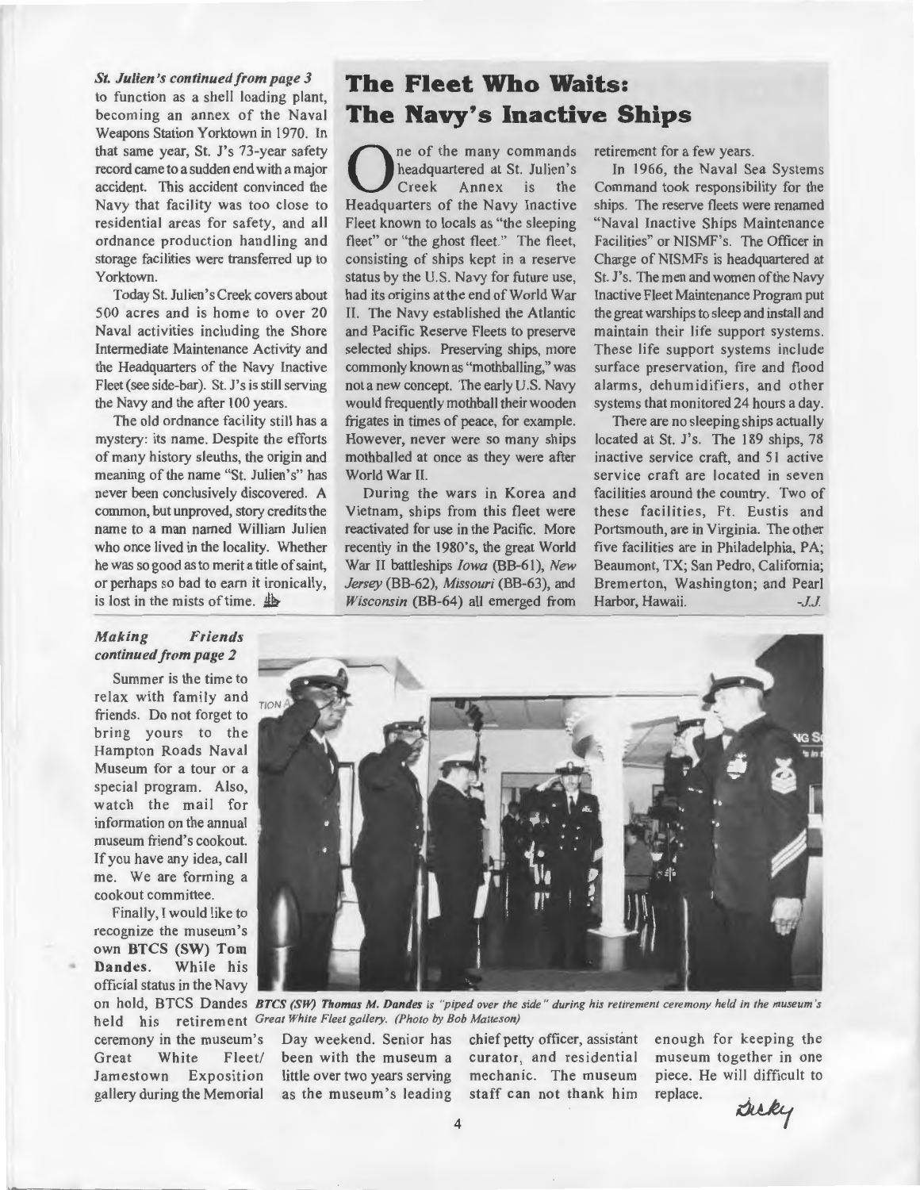*St. Julien's continued from page 3*

to function as a shell loading plant, becoming an annex of the Naval Weapons Station Yorktown in 1970. In that same year, St. J's 73-year safety record came to a sudden end with a major accident. This accident convinced the Navy that facility was too close to residential areas for safety, and all ordnance production handling and storage facilities were transferred up to Yorktown.

Today St. Julien's Creek covers about 500 acres and is home to over 20 Naval activities including the Shore Intermediate Maintenance Activity and the Headquarters of the Navy Inactive Fleet (see side-bar). St. J's is still serving the Navy and the after 100 years.

The old ordnance facility still has a mystery: its name. Despite the efforts of many history sleuths, the origin and meaning of the name "St. Julien's" has never been conclusively discovered. A common, but unproved, story credits the name to a man named William Julien who once lived in the locality. Whether he was so good as to merit a title of saint, or perhaps so bad to earn it ironically, is lost in the mists of time.

# The Fleet Who Waits: The Navy's Inactive Ships

One of the many commands headquartered at St. Julien's Creek Annex is the Headquarters of the Navy Inactive Fleet known to locals as "the sleeping fleet" or "the ghost fleet." The fleet, consisting of ships kept in a reserve status by the U.S. Navy for future use, had its origins at the end of World War II. The Navy established the Atlantic and Pacific Reserve Fleets to preserve selected ships. Preserving ships, more commonly known as "mothballing," was not a new concept. The early U.S. Navy would frequently mothball their wooden frigates in times of peace, for example. However, never were so many ships mothballed at once as they were after World War II.

During the wars in Korea and Vietnam, ships from this fleet were reactivated for use in the Pacific. More recently in the 1980's, the great World War II battleships *Iowa* (BB-61), *New Jersey* (BB-62), *Missouri* (BB-63), and *Wisconsin* (BB-64) all emerged from retirement for a few years.

In 1966, the Naval Sea Systems Command took responsibility for the ships. The reserve fleets were renamed "Naval Inactive Ships Maintenance Facilities" or NISMF's. The Officer in Charge of NISMFs is headquartered at St. J's. The men and women of the Navy Inactive Fleet Maintenance Program put the great warships to sleep and install and maintain their life support systems. These life support systems include surface preservation, fire and flood alarms, dehumidifiers, and other systems that monitored 24 hours a day.

There are no sleeping ships actually located at St. J's. The 189 ships, 78 inactive service craft, and 51 active service craft are located in seven facilities around the country. Two of these facilities, Ft. Eustis and Portsmouth, are in Virginia. The other five facilities are in Philadelphia, PA; Beaumont, TX; San Pedro, California; Bremerton, Washington; and Pearl Harbor, Hawaii.

-J.J.

### *Making Friends continued from page 2*

Summer is the time to relax with family and friends. Do not forget to bring yours to the Hampton Roads Naval Museum for a tour or a special program. Also, watch the mail for information on the annual museum friend's cookout. If you have any idea, call me. We are forming a cookout committee.

Finally, I would like to recognize the museum's own **BTCS (SW) Tom Dandes**. While his official status in the Navy on hold, BTCS Dandes held his retirement ceremony in the museum's Great White Fleet/ Jamestown Exposition gallery during the Memorial Day weekend. Senior has been with the museum a little over two years serving as the museum's leading chief petty officer, assistant curator, and residential mechanic. The museum staff can not thank him enough for keeping the museum together in one piece. He will difficult to replace.

*Becky*

***BTCS (SW) Thomas M. Dandes** is "piped over the side" during his retirement ceremony held in the museum's Great White Fleet gallery. (Photo by Bob Matteson)*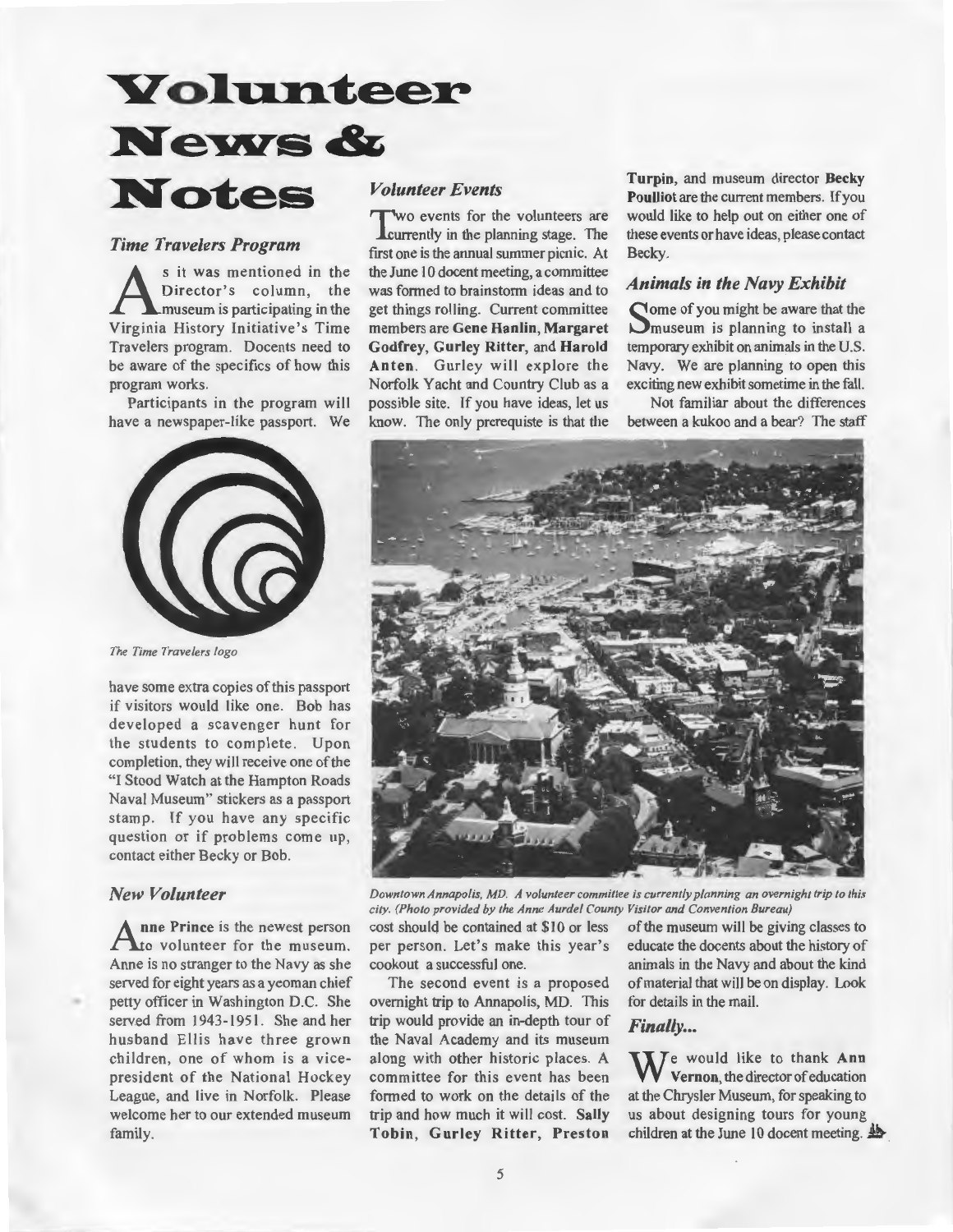# Volunteer News & Notes

### *Time Travelers Program*

As it was mentioned in the Director's column, the museum is participating in the Virginia History Initiative's Time Travelers program. Docents need to be aware of the specifics of how this program works.

Participants in the program will have a newspaper-like passport. We have some extra copies of this passport if visitors would like one. Bob has developed a scavenger hunt for the students to complete. Upon completion, they will receive one of the "I Stood Watch at the Hampton Roads Naval Museum" stickers as a passport stamp. If you have any specific question or if problems come up, contact either Becky or Bob.

*The Time Travelers logo*

### *New Volunteer*

**Anne Prince** is the newest person to volunteer for the museum. Anne is no stranger to the Navy as she served for eight years as a yeoman chief petty officer in Washington D.C. She served from 1943-1951. She and her husband Ellis have three grown children, one of whom is a vice-president of the National Hockey League, and live in Norfolk. Please welcome her to our extended museum family.

### *Volunteer Events*

Two events for the volunteers are currently in the planning stage. The first one is the annual summer picnic. At the June 10 docent meeting, a committee was formed to brainstorm ideas and to get things rolling. Current committee members are **Gene Hanlin, Margaret Godfrey, Gurley Ritter,** and **Harold Anten**. Gurley will explore the Norfolk Yacht and Country Club as a possible site. If you have ideas, let us know. The only prerequiste is that the cost should be contained at $10 or less per person. Let's make this year's cookout a successful one.

The second event is a proposed overnight trip to Annapolis, MD. This trip would provide an in-depth tour of the Naval Academy and its museum along with other historic places. A committee for this event has been formed to work on the details of the trip and how much it will cost. **Sally Tobin, Gurley Ritter, Preston Turpin,** and museum director **Becky Poulliot** are the current members. If you would like to help out on either one of these events or have ideas, please contact Becky.

*Downtown Annapolis, MD. A volunteer committee is currently planning an overnight trip to this city. (Photo provided by the Anne Aurdel County Visitor and Convention Bureau)*

### *Animals in the Navy Exhibit*

Some of you might be aware that the museum is planning to install a temporary exhibit on animals in the U.S. Navy. We are planning to open this exciting new exhibit sometime in the fall.

Not familiar about the differences between a kukoo and a bear? The staff of the museum will be giving classes to educate the docents about the history of animals in the Navy and about the kind of material that will be on display. Look for details in the mail.

### *Finally...*

We would like to thank **Ann Vernon**, the director of education at the Chrysler Museum, for speaking to us about designing tours for young children at the June 10 docent meeting.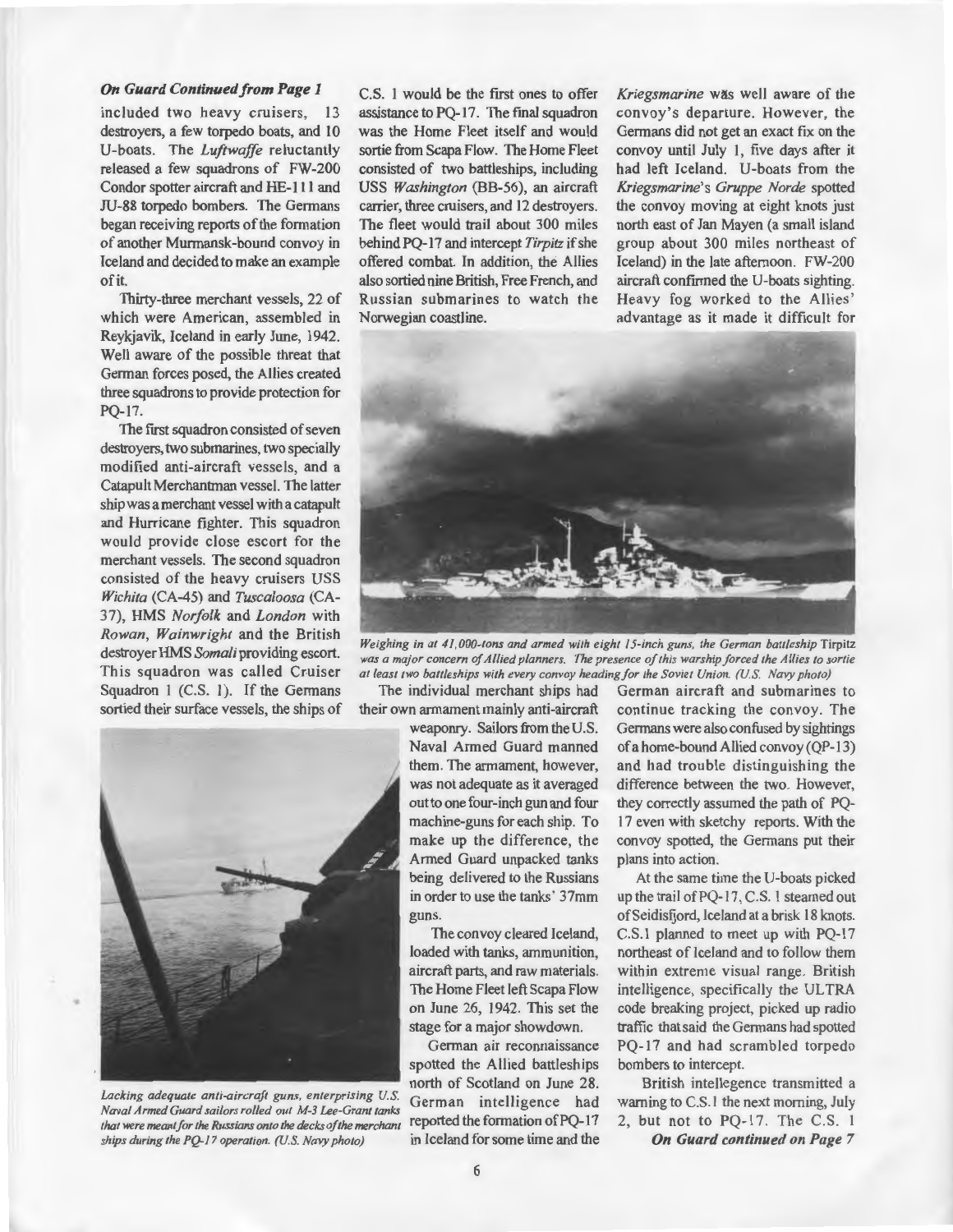***On Guard Continued from Page 1***

included two heavy cruisers, 13 destroyers, a few torpedo boats, and 10 U-boats. The *Luftwaffe* reluctantly released a few squadrons of FW-200 Condor spotter aircraft and HE-111 and JU-88 torpedo bombers. The Germans began receiving reports of the formation of another Murmansk-bound convoy in Iceland and decided to make an example of it.

Thirty-three merchant vessels, 22 of which were American, assembled in Reykjavik, Iceland in early June, 1942. Well aware of the possible threat that German forces posed, the Allies created three squadrons to provide protection for PQ-17.

The first squadron consisted of seven destroyers, two submarines, two specially modified anti-aircraft vessels, and a Catapult Merchantman vessel. The latter ship was a merchant vessel with a catapult and Hurricane fighter. This squadron would provide close escort for the merchant vessels. The second squadron consisted of the heavy cruisers USS *Wichita* (CA-45) and *Tuscaloosa* (CA-37), HMS *Norfolk* and *London* with *Rowan*, *Wainwright* and the British destroyer HMS *Somali* providing escort. This squadron was called Cruiser Squadron 1 (C.S. 1). If the Germans sortied their surface vessels, the ships of C.S. 1 would be the first ones to offer assistance to PQ-17. The final squadron was the Home Fleet itself and would sortie from Scapa Flow. The Home Fleet consisted of two battleships, including USS *Washington* (BB-56), an aircraft carrier, three cruisers, and 12 destroyers. The fleet would trail about 300 miles behind PQ-17 and intercept *Tirpitz* if she offered combat. In addition, the Allies also sortied nine British, Free French, and Russian submarines to watch the Norwegian coastline.

*Weighing in at 41,000-tons and armed with eight 15-inch guns, the German battleship* Tirpitz *was a major concern of Allied planners. The presence of this warship forced the Allies to sortie at least two battleships with every convoy heading for the Soviet Union. (U.S. Navy photo)*

*Lacking adequate anti-aircraft guns, enterprising U.S. Naval Armed Guard sailors rolled out M-3 Lee-Grant tanks that were meant for the Russians onto the decks of the merchant ships during the PQ-17 operation. (U.S. Navy photo)*

The individual merchant ships had their own armament mainly anti-aircraft weaponry. Sailors from the U.S. Naval Armed Guard manned them. The armament, however, was not adequate as it averaged out to one four-inch gun and four machine-guns for each ship. To make up the difference, the Armed Guard unpacked tanks being delivered to the Russians in order to use the tanks' 37mm guns.

The convoy cleared Iceland, loaded with tanks, ammunition, aircraft parts, and raw materials. The Home Fleet left Scapa Flow on June 26, 1942. This set the stage for a major showdown.

German air reconnaissance spotted the Allied battleships north of Scotland on June 28. German intelligence had reported the formation of PQ-17 in Iceland for some time and the *Kriegsmarine* was well aware of the convoy's departure. However, the Germans did not get an exact fix on the convoy until July 1, five days after it had left Iceland. U-boats from the *Kriegsmarine*'s *Gruppe Norde* spotted the convoy moving at eight knots just north east of Jan Mayen (a small island group about 300 miles northeast of Iceland) in the late afternoon. FW-200 aircraft confirmed the U-boats sighting. Heavy fog worked to the Allies' advantage as it made it difficult for German aircraft and submarines to continue tracking the convoy. The Germans were also confused by sightings of a home-bound Allied convoy (QP-13) and had trouble distinguishing the difference between the two. However, they correctly assumed the path of PQ-17 even with sketchy reports. With the convoy spotted, the Germans put their plans into action.

At the same time the U-boats picked up the trail of PQ-17, C.S. 1 steamed out of Seidisfjord, Iceland at a brisk 18 knots. C.S.1 planned to meet up with PQ-17 northeast of Iceland and to follow them within extreme visual range. British intelligence, specifically the ULTRA code breaking project, picked up radio traffic that said the Germans had spotted PQ-17 and had scrambled torpedo bombers to intercept.

British intellegence transmitted a warning to C.S.1 the next morning, July 2, but not to PQ-17. The C.S. 1

***On Guard continued on Page 7***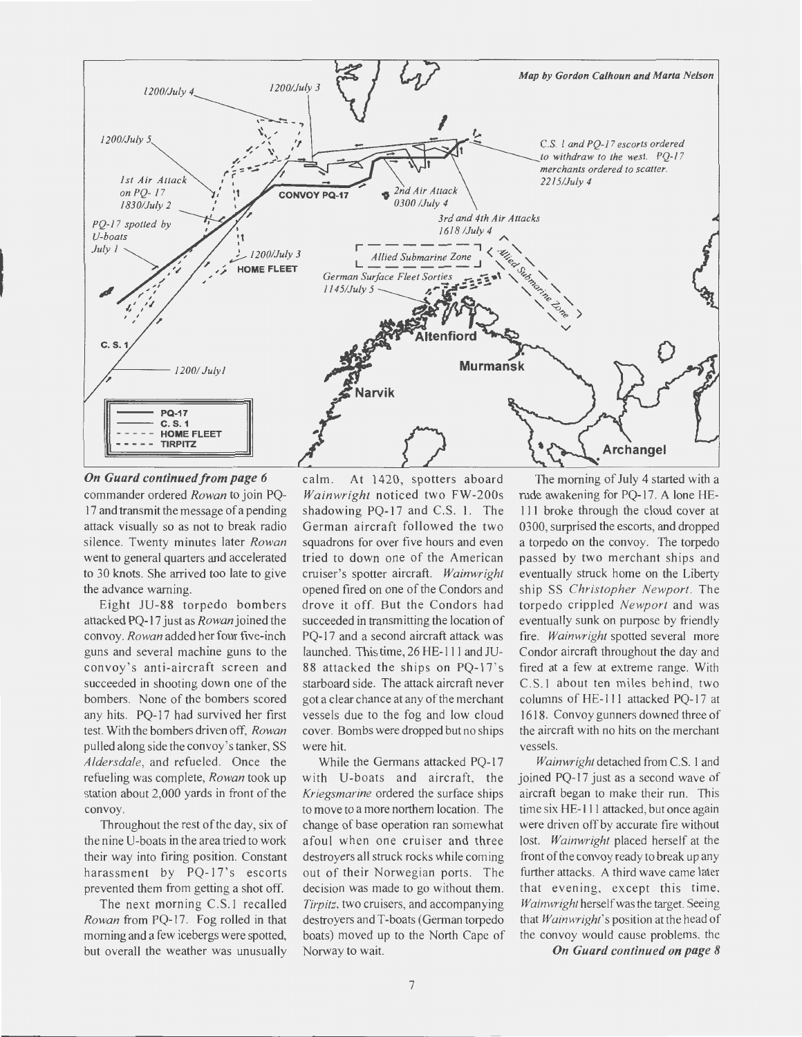Map by Gordon Calhoun and Marta Nelson

1200/July 4

1200/July 3

1200/July 5

1st Air Attack on PQ-17 1830/July 2

PQ-17 spotted by U-boats July 1

CONVOY PQ-17

2nd Air Attack 0300/July 4

C.S. 1 and PQ-17 escorts ordered to withdraw to the west. PQ-17 merchants ordered to scatter. 2215/July 4

3rd and 4th Air Attacks 1618/July 4

1200/July 3 HOME FLEET

Allied Submarine Zone

Allied Submarine Zone

German Surface Fleet Sorties 1145/July 5

C. S. 1

1200/ July1

Altenfiord

Murmansk

Narvik

Archangel

PQ-17
C. S. 1
HOME FLEET
TIRPITZ

***On Guard continued from page 6***

commander ordered *Rowan* to join PQ-17 and transmit the message of a pending attack visually so as not to break radio silence. Twenty minutes later *Rowan* went to general quarters and accelerated to 30 knots. She arrived too late to give the advance warning.

Eight JU-88 torpedo bombers attacked PQ-17 just as *Rowan* joined the convoy. *Rowan* added her four five-inch guns and several machine guns to the convoy's anti-aircraft screen and succeeded in shooting down one of the bombers. None of the bombers scored any hits. PQ-17 had survived her first test. With the bombers driven off, *Rowan* pulled along side the convoy's tanker, SS *Aldersdale*, and refueled. Once the refueling was complete, *Rowan* took up station about 2,000 yards in front of the convoy.

Throughout the rest of the day, six of the nine U-boats in the area tried to work their way into firing position. Constant harassment by PQ-17's escorts prevented them from getting a shot off.

The next morning C.S.1 recalled *Rowan* from PQ-17. Fog rolled in that morning and a few icebergs were spotted, but overall the weather was unusually calm. At 1420, spotters aboard *Wainwright* noticed two FW-200s shadowing PQ-17 and C.S. 1. The German aircraft followed the two squadrons for over five hours and even tried to down one of the American cruiser's spotter aircraft. *Wainwright* opened fired on one of the Condors and drove it off. But the Condors had succeeded in transmitting the location of PQ-17 and a second aircraft attack was launched. This time, 26 HE-111 and JU-88 attacked the ships on PQ-17's starboard side. The attack aircraft never got a clear chance at any of the merchant vessels due to the fog and low cloud cover. Bombs were dropped but no ships were hit.

While the Germans attacked PQ-17 with U-boats and aircraft, the *Kriegsmarine* ordered the surface ships to move to a more northern location. The change of base operation ran somewhat afoul when one cruiser and three destroyers all struck rocks while coming out of their Norwegian ports. The decision was made to go without them. *Tirpitz*, two cruisers, and accompanying destroyers and T-boats (German torpedo boats) moved up to the North Cape of Norway to wait.

The morning of July 4 started with a rude awakening for PQ-17. A lone HE-111 broke through the cloud cover at 0300, surprised the escorts, and dropped a torpedo on the convoy. The torpedo passed by two merchant ships and eventually struck home on the Liberty ship SS *Christopher Newport*. The torpedo crippled *Newport* and was eventually sunk on purpose by friendly fire. *Wainwright* spotted several more Condor aircraft throughout the day and fired at a few at extreme range. With C.S.1 about ten miles behind, two columns of HE-111 attacked PQ-17 at 1618. Convoy gunners downed three of the aircraft with no hits on the merchant vessels.

*Wainwright* detached from C.S. 1 and joined PQ-17 just as a second wave of aircraft began to make their run. This time six HE-111 attacked, but once again were driven off by accurate fire without lost. *Wainwright* placed herself at the front of the convoy ready to break up any further attacks. A third wave came later that evening, except this time, *Wainwright* herself was the target. Seeing that *Wainwright*'s position at the head of the convoy would cause problems, the

***On Guard continued on page 8***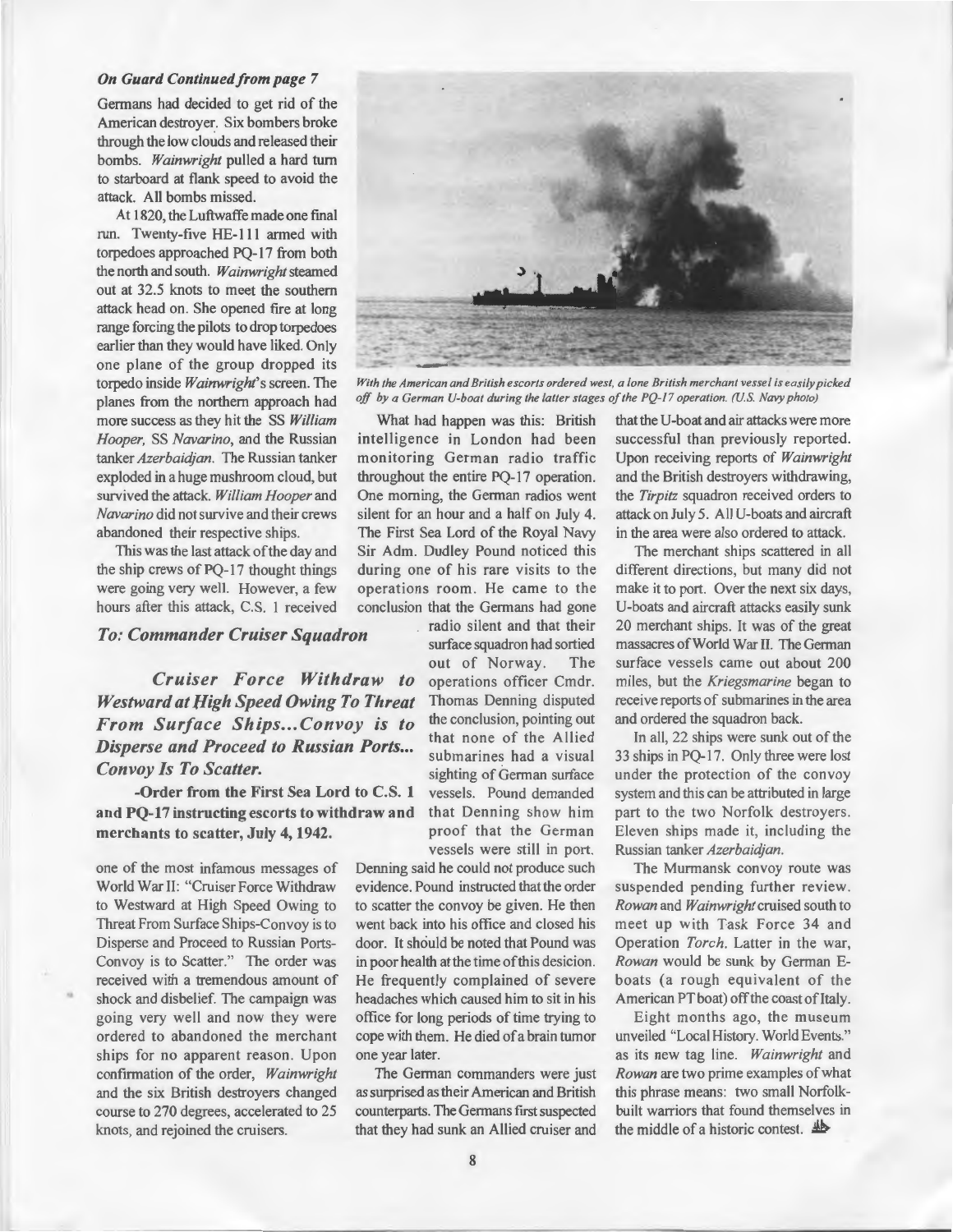***On Guard Continued from page 7***

Germans had decided to get rid of the American destroyer. Six bombers broke through the low clouds and released their bombs. *Wainwright* pulled a hard turn to starboard at flank speed to avoid the attack. All bombs missed.

At 1820, the Luftwaffe made one final run. Twenty-five HE-111 armed with torpedoes approached PQ-17 from both the north and south. *Wainwright* steamed out at 32.5 knots to meet the southern attack head on. She opened fire at long range forcing the pilots to drop torpedoes earlier than they would have liked. Only one plane of the group dropped its torpedo inside *Wainwright*'s screen. The planes from the northern approach had more success as they hit the SS *William Hooper*, SS *Navarino*, and the Russian tanker *Azerbaidjan*. The Russian tanker exploded in a huge mushroom cloud, but survived the attack. *William Hooper* and *Navarino* did not survive and their crews abandoned their respective ships.

This was the last attack of the day and the ship crews of PQ-17 thought things were going very well. However, a few hours after this attack, C.S. 1 received

### *To: Commander Cruiser Squadron*

***Cruiser Force Withdraw to Westward at High Speed Owing To Threat From Surface Ships...Convoy is to Disperse and Proceed to Russian Ports... Convoy Is To Scatter.***

**-Order from the First Sea Lord to C.S. 1 and PQ-17 instructing escorts to withdraw and merchants to scatter, July 4, 1942.**

one of the most infamous messages of World War II: "Cruiser Force Withdraw to Westward at High Speed Owing to Threat From Surface Ships-Convoy is to Disperse and Proceed to Russian Ports-Convoy is to Scatter." The order was received with a tremendous amount of shock and disbelief. The campaign was going very well and now they were ordered to abandoned the merchant ships for no apparent reason. Upon confirmation of the order, *Wainwright* and the six British destroyers changed course to 270 degrees, accelerated to 25 knots, and rejoined the cruisers.

*With the American and British escorts ordered west, a lone British merchant vessel is easily picked off by a German U-boat during the latter stages of the PQ-17 operation. (U.S. Navy photo)*

What had happen was this: British intelligence in London had been monitoring German radio traffic throughout the entire PQ-17 operation. One morning, the German radios went silent for an hour and a half on July 4. The First Sea Lord of the Royal Navy Sir Adm. Dudley Pound noticed this during one of his rare visits to the operations room. He came to the conclusion that the Germans had gone radio silent and that their surface squadron had sortied out of Norway. The operations officer Cmdr. Thomas Denning disputed the conclusion, pointing out that none of the Allied submarines had a visual sighting of German surface vessels. Pound demanded that Denning show him proof that the German vessels were still in port. Denning said he could not produce such evidence. Pound instructed that the order to scatter the convoy be given. He then went back into his office and closed his door. It should be noted that Pound was in poor health at the time of this desicion. He frequently complained of severe headaches which caused him to sit in his office for long periods of time trying to cope with them. He died of a brain tumor one year later.

The German commanders were just as surprised as their American and British counterparts. The Germans first suspected that they had sunk an Allied cruiser and that the U-boat and air attacks were more successful than previously reported. Upon receiving reports of *Wainwright* and the British destroyers withdrawing, the *Tirpitz* squadron received orders to attack on July 5. All U-boats and aircraft in the area were also ordered to attack.

The merchant ships scattered in all different directions, but many did not make it to port. Over the next six days, U-boats and aircraft attacks easily sunk 20 merchant ships. It was of the great massacres of World War II. The German surface vessels came out about 200 miles, but the *Kriegsmarine* began to receive reports of submarines in the area and ordered the squadron back.

In all, 22 ships were sunk out of the 33 ships in PQ-17. Only three were lost under the protection of the convoy system and this can be attributed in large part to the two Norfolk destroyers. Eleven ships made it, including the Russian tanker *Azerbaidjan*.

The Murmansk convoy route was suspended pending further review. *Rowan* and *Wainwright* cruised south to meet up with Task Force 34 and Operation *Torch*. Latter in the war, *Rowan* would be sunk by German E-boats (a rough equivalent of the American PT boat) off the coast of Italy.

Eight months ago, the museum unveiled "Local History. World Events." as its new tag line. *Wainwright* and *Rowan* are two prime examples of what this phrase means: two small Norfolk-built warriors that found themselves in the middle of a historic contest.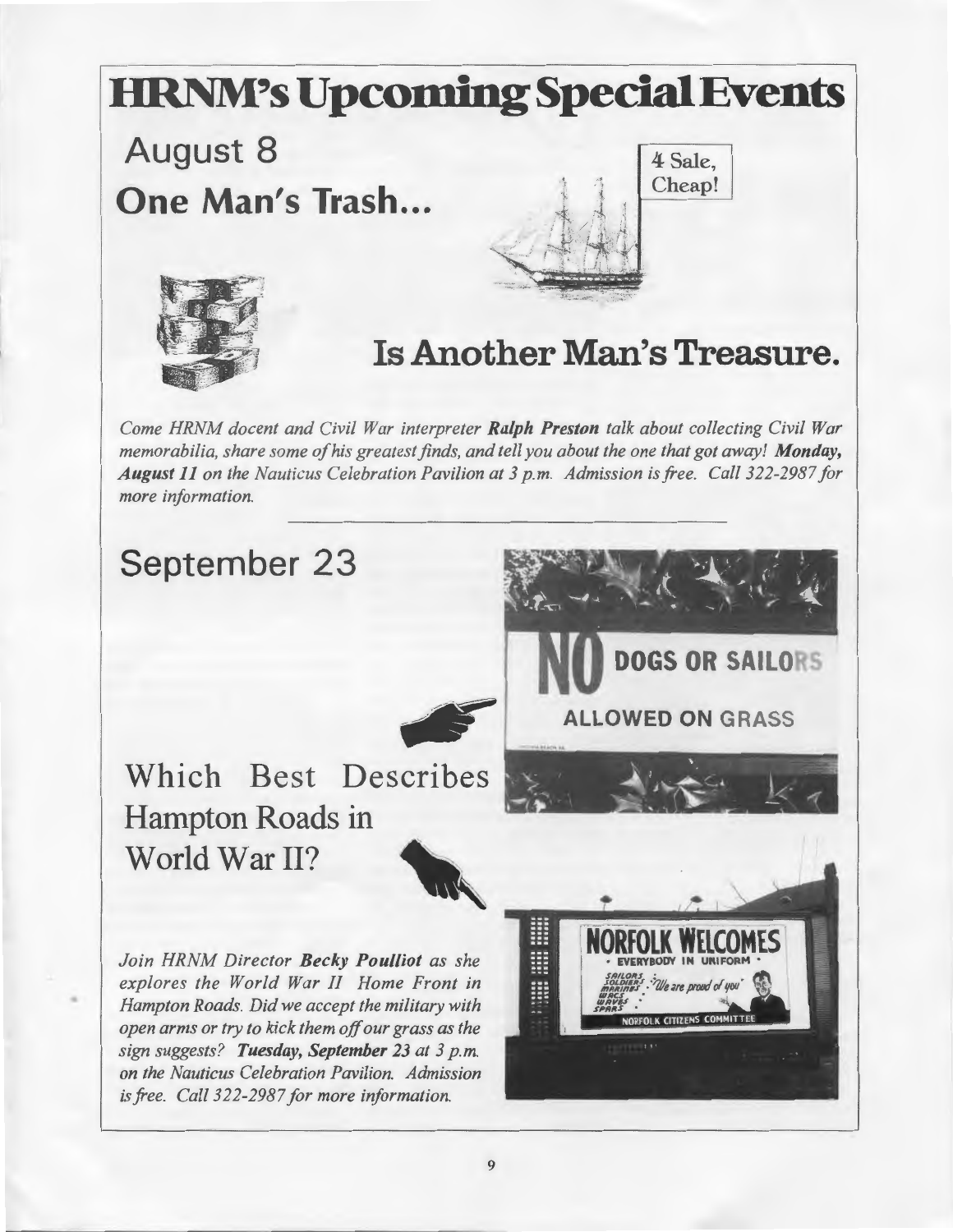# HRNM's Upcoming Special Events

## August 8

## One Man's Trash...

4 Sale, Cheap!

## Is Another Man's Treasure.

*Come HRNM docent and Civil War interpreter **Ralph Preston** talk about collecting Civil War memorabilia, share some of his greatest finds, and tell you about the one that got away! **Monday, August 11** on the Nauticus Celebration Pavilion at 3 p.m. Admission is free. Call 322-2987 for more information.*

---

## September 23

NO DOGS OR SAILORS ALLOWED ON GRASS

## Which Best Describes Hampton Roads in World War II?

NORFOLK WELCOMES • EVERYBODY IN UNIFORM • SAILORS, SOLDIERS, MARINES, WACS, WAVES, SPARS "We are proud of you" NORFOLK CITIZENS COMMITTEE

*Join HRNM Director **Becky Poulliot** as she explores the World War II Home Front in Hampton Roads. Did we accept the military with open arms or try to kick them off our grass as the sign suggests? **Tuesday, September 23** at 3 p.m. on the Nauticus Celebration Pavilion. Admission is free. Call 322-2987 for more information.*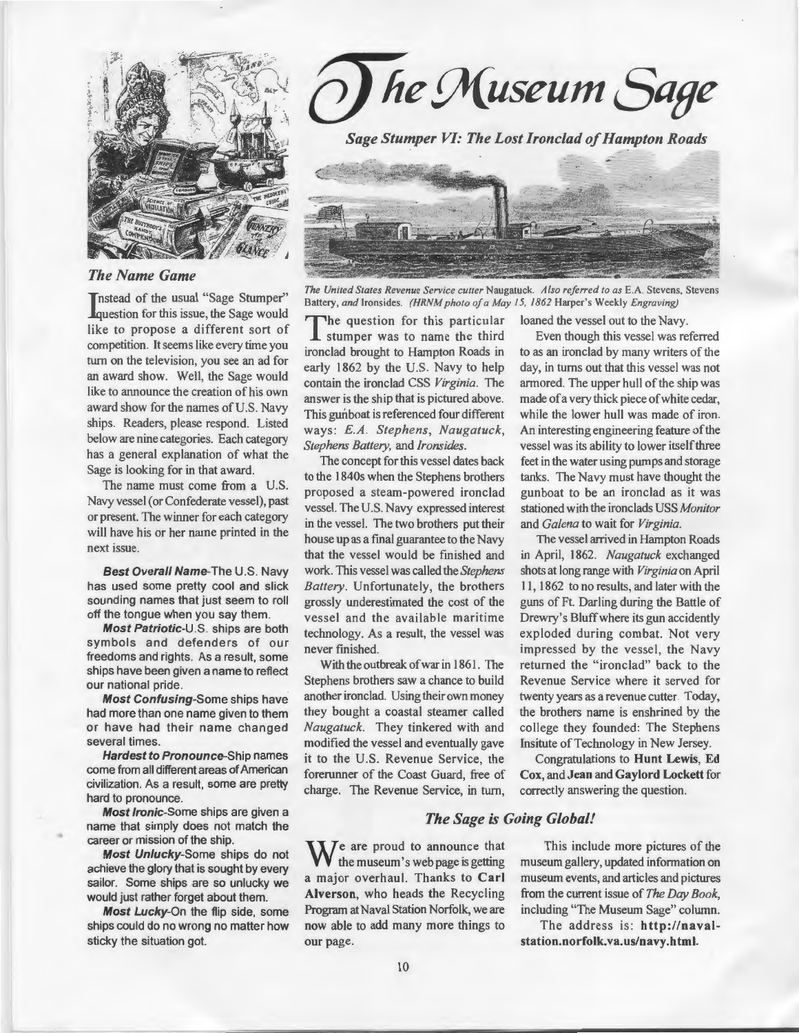# The Museum Sage

## Sage Stumper VI: The Lost Ironclad of Hampton Roads

*The United States Revenue Service cutter* Naugatuck. *Also referred to as* E.A. Stevens, Stevens Battery, *and* Ironsides. *(HRNM photo of a May 15, 1862* Harper's Weekly *Engraving)*

The question for this particular stumper was to name the third ironclad brought to Hampton Roads in early 1862 by the U.S. Navy to help contain the ironclad CSS *Virginia*. The answer is the ship that is pictured above. This gunboat is referenced four different ways: *E.A. Stephens*, *Naugatuck*, *Stephens Battery*, and *Ironsides*.

The concept for this vessel dates back to the 1840s when the Stephens brothers proposed a steam-powered ironclad vessel. The U.S. Navy expressed interest in the vessel. The two brothers put their house up as a final guarantee to the Navy that the vessel would be finished and work. This vessel was called the *Stephens Battery*. Unfortunately, the brothers grossly underestimated the cost of the vessel and the available maritime technology. As a result, the vessel was never finished.

With the outbreak of war in 1861. The Stephens brothers saw a chance to build another ironclad. Using their own money they bought a coastal steamer called *Naugatuck*. They tinkered with and modified the vessel and eventually gave it to the U.S. Revenue Service, the forerunner of the Coast Guard, free of charge. The Revenue Service, in turn, loaned the vessel out to the Navy.

Even though this vessel was referred to as an ironclad by many writers of the day, in turns out that this vessel was not armored. The upper hull of the ship was made of a very thick piece of white cedar, while the lower hull was made of iron. An interesting engineering feature of the vessel was its ability to lower itself three feet in the water using pumps and storage tanks. The Navy must have thought the gunboat to be an ironclad as it was stationed with the ironclads USS *Monitor* and *Galena* to wait for *Virginia*.

The vessel arrived in Hampton Roads in April, 1862. *Naugatuck* exchanged shots at long range with *Virginia* on April 11, 1862 to no results, and later with the guns of Ft. Darling during the Battle of Drewry's Bluff where its gun accidently exploded during combat. Not very impressed by the vessel, the Navy returned the "ironclad" back to the Revenue Service where it served for twenty years as a revenue cutter. Today, the brothers name is enshrined by the college they founded: The Stephens Insitute of Technology in New Jersey.

Congratulations to **Hunt Lewis**, **Ed Cox**, and **Jean and Gaylord Lockett** for correctly answering the question.

### The Name Game

Instead of the usual "Sage Stumper" question for this issue, the Sage would like to propose a different sort of competition. It seems like every time you turn on the television, you see an ad for an award show. Well, the Sage would like to announce the creation of his own award show for the names of U.S. Navy ships. Readers, please respond. Listed below are nine categories. Each category has a general explanation of what the Sage is looking for in that award.

The name must come from a U.S. Navy vessel (or Confederate vessel), past or present. The winner for each category will have his or her name printed in the next issue.

***Best Overall Name***-The U.S. Navy has used some pretty cool and slick sounding names that just seem to roll off the tongue when you say them.

***Most Patriotic***-U.S. ships are both symbols and defenders of our freedoms and rights. As a result, some ships have been given a name to reflect our national pride.

***Most Confusing***-Some ships have had more than one name given to them or have had their name changed several times.

***Hardest to Pronounce***-Ship names come from all different areas of American civilization. As a result, some are pretty hard to pronounce.

***Most Ironic***-Some ships are given a name that simply does not match the career or mission of the ship.

***Most Unlucky***-Some ships do not achieve the glory that is sought by every sailor. Some ships are so unlucky we would just rather forget about them.

***Most Lucky***-On the flip side, some ships could do no wrong no matter how sticky the situation got.

### The Sage is Going Global!

We are proud to announce that the museum's web page is getting a major overhaul. Thanks to **Carl Alverson**, who heads the Recycling Program at Naval Station Norfolk, we are now able to add many more things to our page.

This include more pictures of the museum gallery, updated information on museum events, and articles and pictures from the current issue of *The Day Book*, including "The Museum Sage" column.

The address is: **http://naval-station.norfolk.va.us/navy.html.**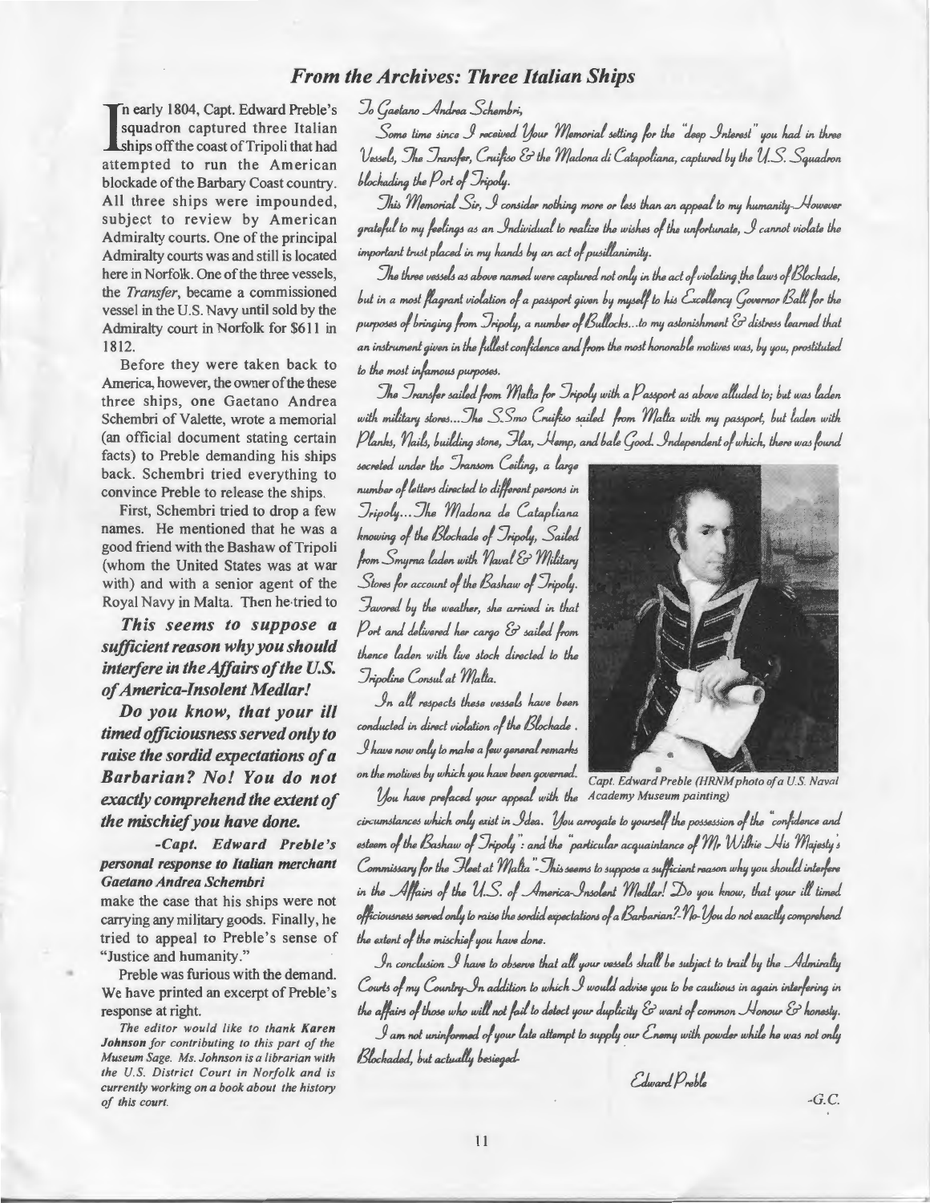## *From the Archives: Three Italian Ships*

In early 1804, Capt. Edward Preble's squadron captured three Italian ships off the coast of Tripoli that had attempted to run the American blockade of the Barbary Coast country. All three ships were impounded, subject to review by American Admiralty courts. One of the principal Admiralty courts was and still is located here in Norfolk. One of the three vessels, the *Transfer*, became a commissioned vessel in the U.S. Navy until sold by the Admiralty court in Norfolk for $611 in 1812.

Before they were taken back to America, however, the owner of the these three ships, one Gaetano Andrea Schembri of Valette, wrote a memorial (an official document stating certain facts) to Preble demanding his ships back. Schembri tried everything to convince Preble to release the ships.

First, Schembri tried to drop a few names. He mentioned that he was a good friend with the Bashaw of Tripoli (whom the United States was at war with) and with a senior agent of the Royal Navy in Malta. Then he tried to make the case that his ships were not carrying any military goods. Finally, he tried to appeal to Preble's sense of "Justice and humanity."

> ***This seems to suppose a sufficient reason why you should interfere in the Affairs of the U.S. of America-Insolent Medlar!***
>
> ***Do you know, that your ill timed officiousness served only to raise the sordid expectations of a Barbarian? No! You do not exactly comprehend the extent of the mischief you have done.***
>
> **-Capt. Edward Preble's personal response to Italian merchant Gaetano Andrea Schembri**

Preble was furious with the demand. We have printed an excerpt of Preble's response at right.

*The editor would like to thank **Karen Johnson** for contributing to this part of the Museum Sage. Ms. Johnson is a librarian with the U.S. District Court in Norfolk and is currently working on a book about the history of this court.*

To Gaetano Andrea Schembri,

Some time since I received Your Memorial setting for the "deep Interest" you had in three Vessels, The Transfer, Cruifiso & the Madona di Catapoliana, captured by the U.S. Squadron blockading the Port of Tripoly.

This Memorial Sir, I consider nothing more or less than an appeal to my humanity-However grateful to my feelings as an Individual to realize the wishes of the unfortunate, I cannot violate the important trust placed in my hands by an act of pusillanimity.

The three vessels as above named were captured not only in the act of violating the laws of Blockade, but in a most flagrant violation of a passport given by myself to his Excellency Governor Ball for the purposes of bringing from Tripoly, a number of Bullocks...to my astonishment & distress learned that an instrument given in the fullest confidence and from the most honorable motives was, by you, prostituted to the most infamous purposes.

The Transfer sailed from Malta for Tripoly with a Passport as above alluded to; but was laden with military stores...The S.Smo Cruifiso sailed from Malta with my passport, but laden with Planks, Nails, building stone, Flax, Hemp, and bale Good. Independent of which, there was found secreted under the Transom Ceiling, a large number of letters directed to different persons in Tripoly...The Madona de Catapliana knowing of the Blockade of Tripoly, Sailed from Smyrna laden with Naval & Military Stores for account of the Bashaw of Tripoly. Favored by the weather, she arrived in that Port and delivered her cargo & sailed from thence laden with live stock directed to the Tripoline Consul at Malta.

In all respects these vessels have been conducted in direct violation of the Blockade. I have now only to make a few general remarks on the motives by which you have been governed.

Capt. Edward Preble (HRNM photo of a U.S. Naval Academy Museum painting)

You have prefaced your appeal with the circumstances which only exist in Idea. You arrogate to yourself the possession of the "confidence and esteem of the Bashaw of Tripoly": and the "particular acquaintance of Mr Wilkie His Majesty's Commissary for the Fleet at Malta"-This seems to suppose a sufficient reason why you should interfere in the Affairs of the U.S. of America-Insolent Medlar! Do you know, that your ill timed officiousness served only to raise the sordid expectations of a Barbarian?-No-You do not exactly comprehend the extent of the mischief you have done.

In conclusion I have to observe that all your vessels shall be subject to trail by the Admiralty Courts of my Country-In addition to which I would advise you to be cautious in again interfering in the affairs of those who will not fail to detect your duplicity & want of common Honour & honesty.

I am not uninformed of your late attempt to supply our Enemy with powder while he was not only Blockaded, but actually besieged-

Edward Preble

-G.C.